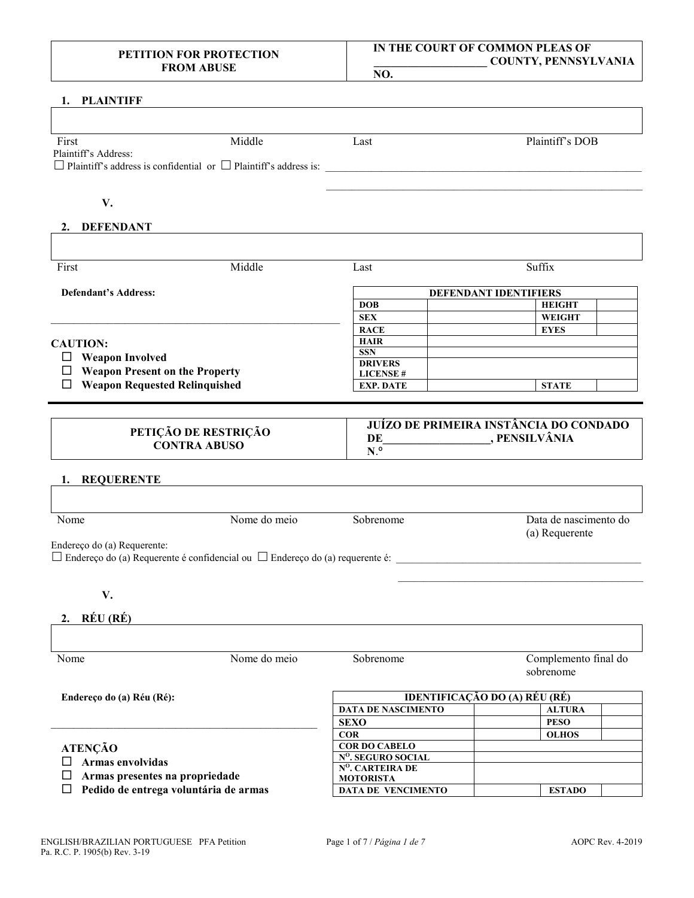| PETITION FOR PROTECTION FROM ABUSE | IN THE COURT OF COMMON PLEAS OF ____________________ COUNTY, PENNSYLVANIA<br>NO. |
|---|---|

## 1. PLAINTIFF

| | | | |
|---|---|---|---|
| First | Middle | Last | Plaintiff's DOB |

Plaintiff's Address:
☐ Plaintiff's address is confidential or ☐ Plaintiff's address is: ______________________________________________

______________________________________________

**V.**

## 2. DEFENDANT

| | | | |
|---|---|---|---|
| First | Middle | Last | Suffix |

**Defendant's Address:**

______________________________________________

**CAUTION:**
- ☐ **Weapon Involved**
- ☐ **Weapon Present on the Property**
- ☐ **Weapon Requested Relinquished**

| DEFENDANT IDENTIFIERS | | | |
|---|---|---|---|
| **DOB** | | **HEIGHT** | |
| **SEX** | | **WEIGHT** | |
| **RACE** | | **EYES** | |
| **HAIR** | | | |
| **SSN** | | | |
| **DRIVERS LICENSE #** | | | |
| **EXP. DATE** | | **STATE** | |

---

| PETIÇÃO DE RESTRIÇÃO CONTRA ABUSO | JUÍZO DE PRIMEIRA INSTÂNCIA DO CONDADO DE__________________, PENSILVÂNIA<br>N.º |
|---|---|

## 1. REQUERENTE

| | | | |
|---|---|---|---|
| Nome | Nome do meio | Sobrenome | Data de nascimento do (a) Requerente |

Endereço do (a) Requerente:
☐ Endereço do (a) Requerente é confidencial ou ☐ Endereço do (a) requerente é: ______________________________________________

______________________________________________

**V.**

## 2. RÉU (RÉ)

| | | | |
|---|---|---|---|
| Nome | Nome do meio | Sobrenome | Complemento final do sobrenome |

**Endereço do (a) Réu (Ré):**

______________________________________________

**ATENÇÃO**
- ☐ **Armas envolvidas**
- ☐ **Armas presentes na propriedade**
- ☐ **Pedido de entrega voluntária de armas**

| IDENTIFICAÇÃO DO (A) RÉU (RÉ) | | | |
|---|---|---|---|
| **DATA DE NASCIMENTO** | | **ALTURA** | |
| **SEXO** | | **PESO** | |
| **COR** | | **OLHOS** | |
| **COR DO CABELO** | | | |
| **Nº. SEGURO SOCIAL** | | | |
| **Nº. CARTEIRA DE MOTORISTA** | | | |
| **DATA DE VENCIMENTO** | | **ESTADO** | |

ENGLISH/BRAZILIAN PORTUGUESE PFA Petition
Pa. R.C. P. 1905(b) Rev. 3-19

AOPC Rev. 4-2019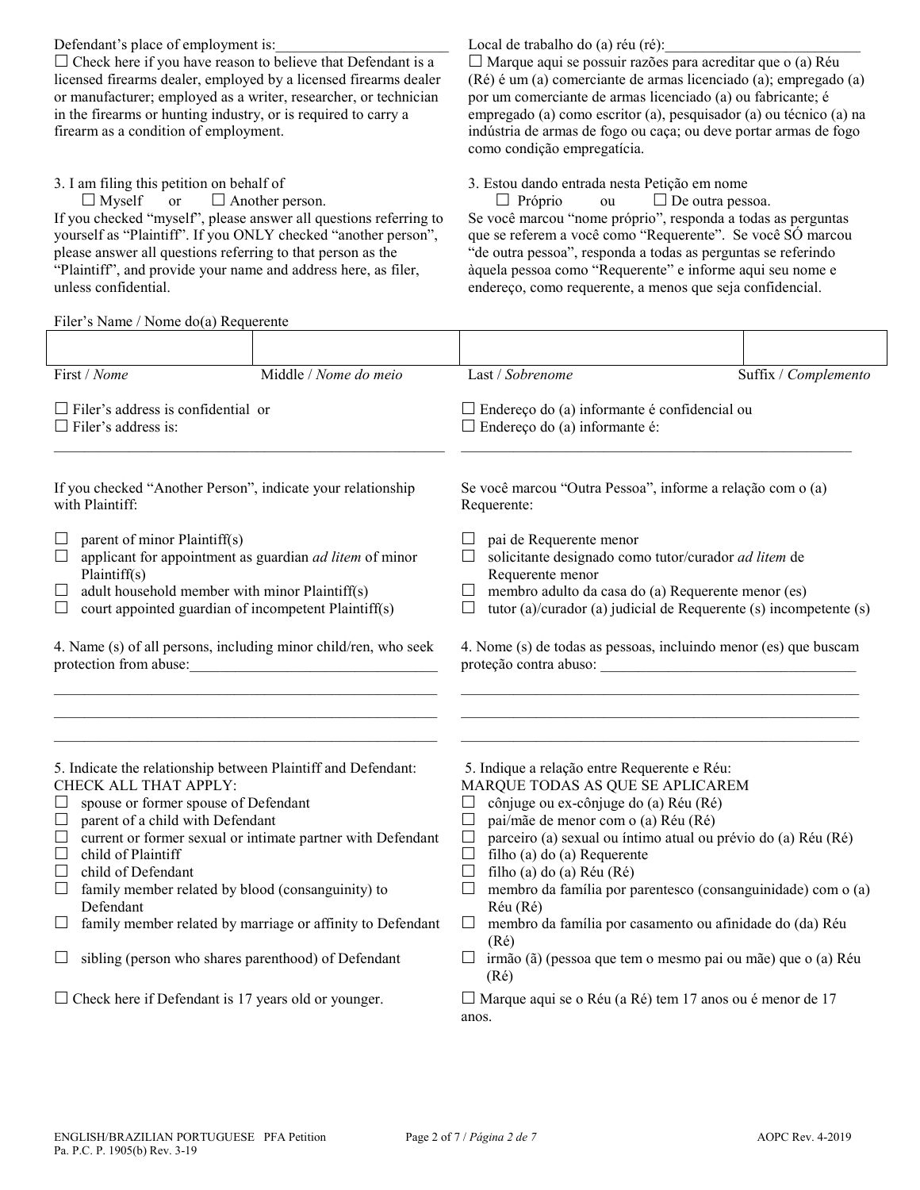Defendant's place of employment is:________________________

☐ Check here if you have reason to believe that Defendant is a licensed firearms dealer, employed by a licensed firearms dealer or manufacturer; employed as a writer, researcher, or technician in the firearms or hunting industry, or is required to carry a firearm as a condition of employment.

Local de trabalho do (a) réu (ré):__________________________

☐ Marque aqui se possuir razões para acreditar que o (a) Réu (Ré) é um (a) comerciante de armas licenciado (a); empregado (a) por um comerciante de armas licenciado (a) ou fabricante; é empregado (a) como escritor (a), pesquisador (a) ou técnico (a) na indústria de armas de fogo ou caça; ou deve portar armas de fogo como condição empregatícia.

3. I am filing this petition on behalf of
☐ Myself or ☐ Another person.

If you checked "myself", please answer all questions referring to yourself as "Plaintiff". If you ONLY checked "another person", please answer all questions referring to that person as the "Plaintiff", and provide your name and address here, as filer, unless confidential.

3. Estou dando entrada nesta Petição em nome
☐ Próprio ou ☐ De outra pessoa.

Se você marcou "nome próprio", responda a todas as perguntas que se referem a você como "Requerente". Se você SÓ marcou "de outra pessoa", responda a todas as perguntas se referindo àquela pessoa como "Requerente" e informe aqui seu nome e endereço, como requerente, a menos que seja confidencial.

Filer's Name / Nome do(a) Requerente

| | | | |
|---|---|---|---|
| | | | |
| First / *Nome* | Middle / *Nome do meio* | Last / *Sobrenome* | Suffix / *Complemento* |

☐ Filer's address is confidential or
☐ Filer's address is:
_____________________________________________________

☐ Endereço do (a) informante é confidencial ou
☐ Endereço do (a) informante é:
_____________________________________________________

If you checked "Another Person", indicate your relationship with Plaintiff:

- ☐ parent of minor Plaintiff(s)
- ☐ applicant for appointment as guardian *ad litem* of minor Plaintiff(s)
- ☐ adult household member with minor Plaintiff(s)
- ☐ court appointed guardian of incompetent Plaintiff(s)

Se você marcou "Outra Pessoa", informe a relação com o (a) Requerente:

- ☐ pai de Requerente menor
- ☐ solicitante designado como tutor/curador *ad litem* de Requerente menor
- ☐ membro adulto da casa do (a) Requerente menor (es)
- ☐ tutor (a)/curador (a) judicial de Requerente (s) incompetente (s)

4. Name (s) of all persons, including minor child/ren, who seek protection from abuse:_________________________________
_____________________________________________________
_____________________________________________________
_____________________________________________________

4. Nome (s) de todas as pessoas, incluindo menor (es) que buscam proteção contra abuso: ___________________________________
_____________________________________________________
_____________________________________________________
_____________________________________________________

5. Indicate the relationship between Plaintiff and Defendant:
CHECK ALL THAT APPLY:

- ☐ spouse or former spouse of Defendant
- ☐ parent of a child with Defendant
- ☐ current or former sexual or intimate partner with Defendant
- ☐ child of Plaintiff
- ☐ child of Defendant
- ☐ family member related by blood (consanguinity) to Defendant
- ☐ family member related by marriage or affinity to Defendant
- ☐ sibling (person who shares parenthood) of Defendant

☐ Check here if Defendant is 17 years old or younger.

5. Indique a relação entre Requerente e Réu:
MARQUE TODAS AS QUE SE APLICAREM

- ☐ cônjuge ou ex-cônjuge do (a) Réu (Ré)
- ☐ pai/mãe de menor com o (a) Réu (Ré)
- ☐ parceiro (a) sexual ou íntimo atual ou prévio do (a) Réu (Ré)
- ☐ filho (a) do (a) Requerente
- ☐ filho (a) do (a) Réu (Ré)
- ☐ membro da família por parentesco (consanguinidade) com o (a) Réu (Ré)
- ☐ membro da família por casamento ou afinidade do (da) Réu (Ré)
- ☐ irmão (ã) (pessoa que tem o mesmo pai ou mãe) que o (a) Réu (Ré)

☐ Marque aqui se o Réu (a Ré) tem 17 anos ou é menor de 17 anos.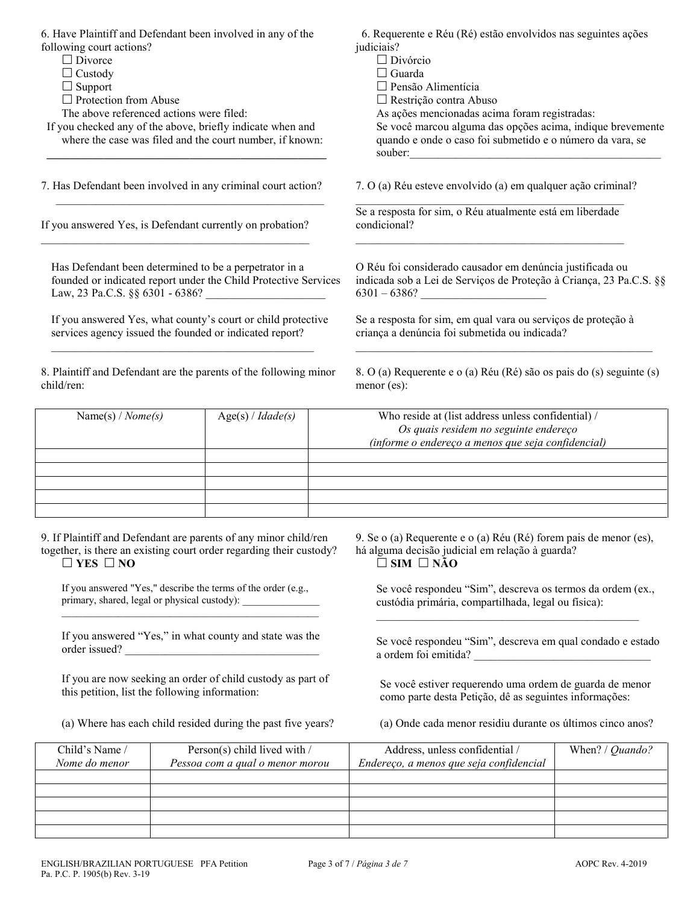6. Have Plaintiff and Defendant been involved in any of the following court actions?

☐ Divorce
☐ Custody
☐ Support
☐ Protection from Abuse

The above referenced actions were filed:

If you checked any of the above, briefly indicate when and where the case was filed and the court number, if known:

______________________________________________

6. Requerente e Réu (Ré) estão envolvidos nas seguintes ações judiciais?

☐ Divórcio
☐ Guarda
☐ Pensão Alimentícia
☐ Restrição contra Abuso

As ações mencionadas acima foram registradas:

Se você marcou alguma das opções acima, indique brevemente quando e onde o caso foi submetido e o número da vara, se souber:______________________________________________

7. Has Defendant been involved in any criminal court action?

______________________________________________

If you answered Yes, is Defendant currently on probation?

______________________________________________

Has Defendant been determined to be a perpetrator in a founded or indicated report under the Child Protective Services Law, 23 Pa.C.S. §§ 6301 - 6386? ____________________

If you answered Yes, what county's court or child protective services agency issued the founded or indicated report?

______________________________________________

7. O (a) Réu esteve envolvido (a) em qualquer ação criminal?

______________________________________________

Se a resposta for sim, o Réu atualmente está em liberdade condicional?

______________________________________________

O Réu foi considerado causador em denúncia justificada ou indicada sob a Lei de Serviços de Proteção à Criança, 23 Pa.C.S. §§ 6301 – 6386? ____________________

Se a resposta for sim, em qual vara ou serviços de proteção à criança a denúncia foi submetida ou indicada?

______________________________________________

8. Plaintiff and Defendant are the parents of the following minor child/ren:

8. O (a) Requerente e o (a) Réu (Ré) são os pais do (s) seguinte (s) menor (es):

| Name(s) / *Nome(s)* | Age(s) / *Idade(s)* | Who reside at (list address unless confidential) / *Os quais residem no seguinte endereço (informe o endereço a menos que seja confidencial)* |
|---|---|---|
| | | |
| | | |
| | | |
| | | |
| | | |

9. If Plaintiff and Defendant are parents of any minor child/ren together, is there an existing court order regarding their custody?

**☐ YES ☐ NO**

If you answered "Yes," describe the terms of the order (e.g., primary, shared, legal or physical custody): ______________

______________________________________________

If you answered "Yes," in what county and state was the order issued? ______________________________

If you are now seeking an order of child custody as part of this petition, list the following information:

(a) Where has each child resided during the past five years?

9. Se o (a) Requerente e o (a) Réu (Ré) forem pais de menor (es), há alguma decisão judicial em relação à guarda?

**☐ SIM ☐ NÃO**

Se você respondeu "Sim", descreva os termos da ordem (ex., custódia primária, compartilhada, legal ou física):

______________________________________________

Se você respondeu "Sim", descreva em qual condado e estado a ordem foi emitida? ______________________________

Se você estiver requerendo uma ordem de guarda de menor como parte desta Petição, dê as seguintes informações:

(a) Onde cada menor residiu durante os últimos cinco anos?

| Child's Name / *Nome do menor* | Person(s) child lived with / *Pessoa com a qual o menor morou* | Address, unless confidential / *Endereço, a menos que seja confidencial* | When? / *Quando?* |
|---|---|---|---|
| | | | |
| | | | |
| | | | |
| | | | |
| | | | |

ENGLISH/BRAZILIAN PORTUGUESE PFA Petition
Pa. P.C. P. 1905(b) Rev. 3-19

AOPC Rev. 4-2019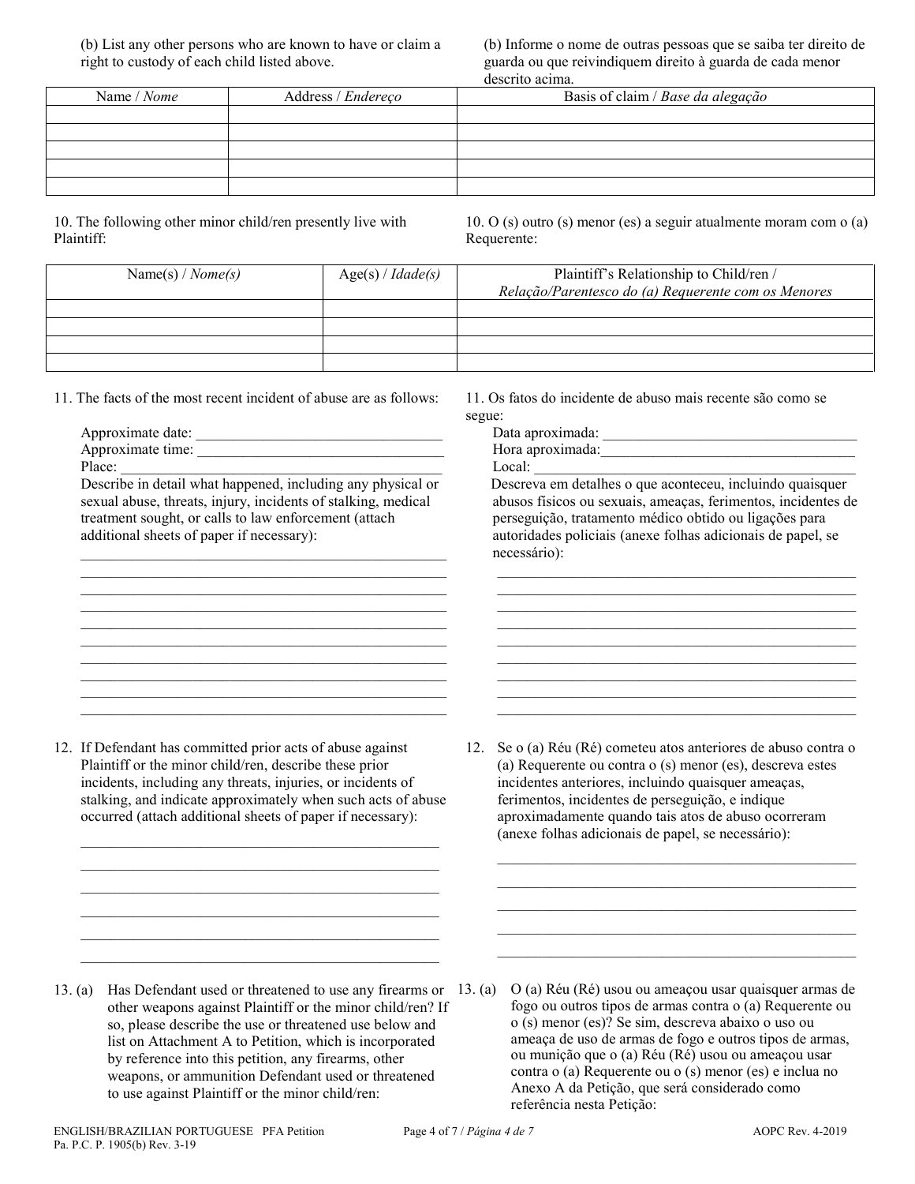(b) List any other persons who are known to have or claim a right to custody of each child listed above.

(b) Informe o nome de outras pessoas que se saiba ter direito de guarda ou que reivindiquem direito à guarda de cada menor descrito acima.

| Name / *Nome* | Address / *Endereço* | Basis of claim / *Base da alegação* |
|---|---|---|
| | | |
| | | |
| | | |
| | | |
| | | |

10. The following other minor child/ren presently live with Plaintiff:

10. O (s) outro (s) menor (es) a seguir atualmente moram com o (a) Requerente:

| Name(s) / *Nome(s)* | Age(s) / *Idade(s)* | Plaintiff's Relationship to Child/ren / *Relação/Parentesco do (a) Requerente com os Menores* |
|---|---|---|
| | | |
| | | |
| | | |
| | | |

11. The facts of the most recent incident of abuse are as follows:

Approximate date: ___________________________________
Approximate time: ___________________________________
Place: _____________________________________________
Describe in detail what happened, including any physical or sexual abuse, threats, injury, incidents of stalking, medical treatment sought, or calls to law enforcement (attach additional sheets of paper if necessary):

___________________________________________________
___________________________________________________
___________________________________________________
___________________________________________________
___________________________________________________
___________________________________________________
___________________________________________________
___________________________________________________
___________________________________________________
___________________________________________________

11. Os fatos do incidente de abuso mais recente são como se segue:

Data aproximada: ___________________________________
Hora aproximada: ___________________________________
Local: _____________________________________________
Descreva em detalhes o que aconteceu, incluindo quaisquer abusos físicos ou sexuais, ameaças, ferimentos, incidentes de perseguição, tratamento médico obtido ou ligações para autoridades policiais (anexe folhas adicionais de papel, se necessário):

___________________________________________________
___________________________________________________
___________________________________________________
___________________________________________________
___________________________________________________
___________________________________________________
___________________________________________________
___________________________________________________
___________________________________________________

12. If Defendant has committed prior acts of abuse against Plaintiff or the minor child/ren, describe these prior incidents, including any threats, injuries, or incidents of stalking, and indicate approximately when such acts of abuse occurred (attach additional sheets of paper if necessary):

___________________________________________________
___________________________________________________
___________________________________________________
___________________________________________________
___________________________________________________
___________________________________________________

12. Se o (a) Réu (Ré) cometeu atos anteriores de abuso contra o (a) Requerente ou contra o (s) menor (es), descreva estes incidentes anteriores, incluindo quaisquer ameaças, ferimentos, incidentes de perseguição, e indique aproximadamente quando tais atos de abuso ocorreram (anexe folhas adicionais de papel, se necessário):

___________________________________________________
___________________________________________________
___________________________________________________
___________________________________________________
___________________________________________________

13. (a) Has Defendant used or threatened to use any firearms or other weapons against Plaintiff or the minor child/ren? If so, please describe the use or threatened use below and list on Attachment A to Petition, which is incorporated by reference into this petition, any firearms, other weapons, or ammunition Defendant used or threatened to use against Plaintiff or the minor child/ren:

13. (a) O (a) Réu (Ré) usou ou ameaçou usar quaisquer armas de fogo ou outros tipos de armas contra o (a) Requerente ou o (s) menor (es)? Se sim, descreva abaixo o uso ou ameaça de uso de armas de fogo e outros tipos de armas, ou munição que o (a) Réu (Ré) usou ou ameaçou usar contra o (a) Requerente ou o (s) menor (es) e inclua no Anexo A da Petição, que será considerado como referência nesta Petição: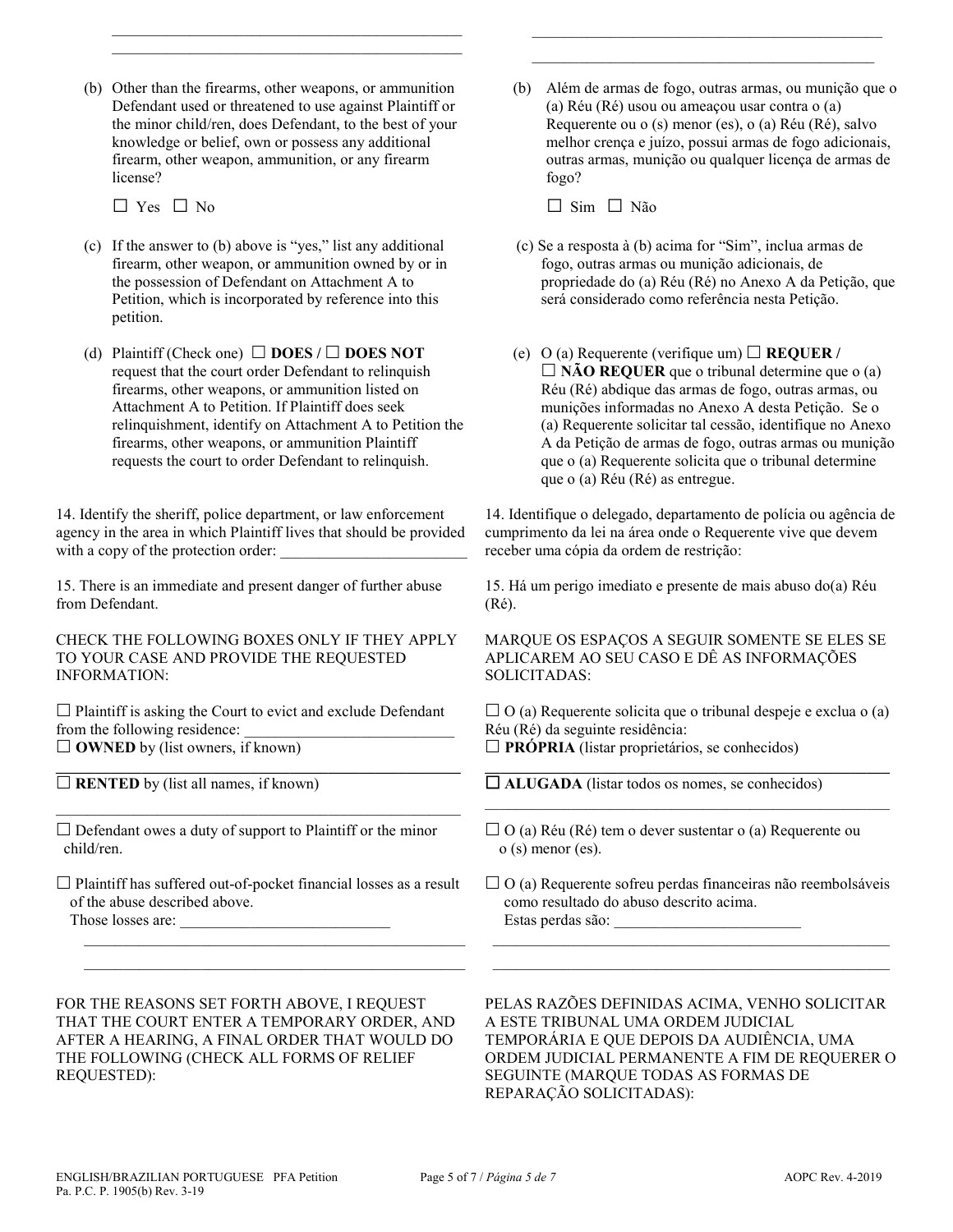\_\_\_\_\_\_\_\_\_\_\_\_\_\_\_\_\_\_\_\_\_\_\_\_\_\_\_\_\_\_\_\_\_\_\_\_\_\_\_\_\_\_\_\_\_\_
\_\_\_\_\_\_\_\_\_\_\_\_\_\_\_\_\_\_\_\_\_\_\_\_\_\_\_\_\_\_\_\_\_\_\_\_\_\_\_\_\_\_\_\_\_\_

(b) Other than the firearms, other weapons, or ammunition Defendant used or threatened to use against Plaintiff or the minor child/ren, does Defendant, to the best of your knowledge or belief, own or possess any additional firearm, other weapon, ammunition, or any firearm license?

☐ Yes ☐ No

(c) If the answer to (b) above is "yes," list any additional firearm, other weapon, or ammunition owned by or in the possession of Defendant on Attachment A to Petition, which is incorporated by reference into this petition.

(d) Plaintiff (Check one) ☐ **DOES /** ☐ **DOES NOT** request that the court order Defendant to relinquish firearms, other weapons, or ammunition listed on Attachment A to Petition. If Plaintiff does seek relinquishment, identify on Attachment A to Petition the firearms, other weapons, or ammunition Plaintiff requests the court to order Defendant to relinquish.

14. Identify the sheriff, police department, or law enforcement agency in the area in which Plaintiff lives that should be provided with a copy of the protection order: \_\_\_\_\_\_\_\_\_\_\_\_\_\_\_\_\_\_\_\_\_\_\_\_

15. There is an immediate and present danger of further abuse from Defendant.

CHECK THE FOLLOWING BOXES ONLY IF THEY APPLY TO YOUR CASE AND PROVIDE THE REQUESTED INFORMATION:

☐ Plaintiff is asking the Court to evict and exclude Defendant from the following residence: \_\_\_\_\_\_\_\_\_\_\_\_\_\_\_\_\_\_\_\_\_\_\_\_\_\_\_
☐ **OWNED** by (list owners, if known)
\_\_\_\_\_\_\_\_\_\_\_\_\_\_\_\_\_\_\_\_\_\_\_\_\_\_\_\_\_\_\_\_\_\_\_\_\_\_\_\_\_\_\_\_\_\_\_\_\_\_\_\_
☐ **RENTED** by (list all names, if known)
\_\_\_\_\_\_\_\_\_\_\_\_\_\_\_\_\_\_\_\_\_\_\_\_\_\_\_\_\_\_\_\_\_\_\_\_\_\_\_\_\_\_\_\_\_\_\_\_\_\_\_\_

☐ Defendant owes a duty of support to Plaintiff or the minor child/ren.

☐ Plaintiff has suffered out-of-pocket financial losses as a result of the abuse described above.
Those losses are: \_\_\_\_\_\_\_\_\_\_\_\_\_\_\_\_\_\_\_\_\_\_\_\_\_\_\_
\_\_\_\_\_\_\_\_\_\_\_\_\_\_\_\_\_\_\_\_\_\_\_\_\_\_\_\_\_\_\_\_\_\_\_\_\_\_\_\_\_\_\_\_\_\_\_\_\_\_\_\_
\_\_\_\_\_\_\_\_\_\_\_\_\_\_\_\_\_\_\_\_\_\_\_\_\_\_\_\_\_\_\_\_\_\_\_\_\_\_\_\_\_\_\_\_\_\_\_\_\_\_\_\_

FOR THE REASONS SET FORTH ABOVE, I REQUEST THAT THE COURT ENTER A TEMPORARY ORDER, AND AFTER A HEARING, A FINAL ORDER THAT WOULD DO THE FOLLOWING (CHECK ALL FORMS OF RELIEF REQUESTED):

\_\_\_\_\_\_\_\_\_\_\_\_\_\_\_\_\_\_\_\_\_\_\_\_\_\_\_\_\_\_\_\_\_\_\_\_\_\_\_\_\_\_\_\_\_\_
\_\_\_\_\_\_\_\_\_\_\_\_\_\_\_\_\_\_\_\_\_\_\_\_\_\_\_\_\_\_\_\_\_\_\_\_\_\_\_\_\_\_\_\_\_\_

(b) Além de armas de fogo, outras armas, ou munição que o (a) Réu (Ré) usou ou ameaçou usar contra o (a) Requerente ou o (s) menor (es), o (a) Réu (Ré), salvo melhor crença e juízo, possui armas de fogo adicionais, outras armas, munição ou qualquer licença de armas de fogo?

☐ Sim ☐ Não

(c) Se a resposta à (b) acima for "Sim", inclua armas de fogo, outras armas ou munição adicionais, de propriedade do (a) Réu (Ré) no Anexo A da Petição, que será considerado como referência nesta Petição.

(e) O (a) Requerente (verifique um) ☐ **REQUER /** ☐ **NÃO REQUER** que o tribunal determine que o (a) Réu (Ré) abdique das armas de fogo, outras armas, ou munições informadas no Anexo A desta Petição. Se o (a) Requerente solicitar tal cessão, identifique no Anexo A da Petição de armas de fogo, outras armas ou munição que o (a) Requerente solicita que o tribunal determine que o (a) Réu (Ré) as entregue.

14. Identifique o delegado, departamento de polícia ou agência de cumprimento da lei na área onde o Requerente vive que devem receber uma cópia da ordem de restrição:

15. Há um perigo imediato e presente de mais abuso do(a) Réu (Ré).

MARQUE OS ESPAÇOS A SEGUIR SOMENTE SE ELES SE APLICAREM AO SEU CASO E DÊ AS INFORMAÇÕES SOLICITADAS:

☐ O (a) Requerente solicita que o tribunal despeje e exclua o (a) Réu (Ré) da seguinte residência:
☐ **PRÓPRIA** (listar proprietários, se conhecidos)
\_\_\_\_\_\_\_\_\_\_\_\_\_\_\_\_\_\_\_\_\_\_\_\_\_\_\_\_\_\_\_\_\_\_\_\_\_\_\_\_\_\_\_\_\_\_\_\_\_\_\_\_
☐ **ALUGADA** (listar todos os nomes, se conhecidos)
\_\_\_\_\_\_\_\_\_\_\_\_\_\_\_\_\_\_\_\_\_\_\_\_\_\_\_\_\_\_\_\_\_\_\_\_\_\_\_\_\_\_\_\_\_\_\_\_\_\_\_\_

☐ O (a) Réu (Ré) tem o dever sustentar o (a) Requerente ou o (s) menor (es).

☐ O (a) Requerente sofreu perdas financeiras não reembolsáveis como resultado do abuso descrito acima.
Estas perdas são: \_\_\_\_\_\_\_\_\_\_\_\_\_\_\_\_\_\_\_\_\_\_\_\_
\_\_\_\_\_\_\_\_\_\_\_\_\_\_\_\_\_\_\_\_\_\_\_\_\_\_\_\_\_\_\_\_\_\_\_\_\_\_\_\_\_\_\_\_\_\_\_\_\_\_\_\_
\_\_\_\_\_\_\_\_\_\_\_\_\_\_\_\_\_\_\_\_\_\_\_\_\_\_\_\_\_\_\_\_\_\_\_\_\_\_\_\_\_\_\_\_\_\_\_\_\_\_\_\_

PELAS RAZÕES DEFINIDAS ACIMA, VENHO SOLICITAR A ESTE TRIBUNAL UMA ORDEM JUDICIAL TEMPORÁRIA E QUE DEPOIS DA AUDIÊNCIA, UMA ORDEM JUDICIAL PERMANENTE A FIM DE REQUERER O SEGUINTE (MARQUE TODAS AS FORMAS DE REPARAÇÃO SOLICITADAS):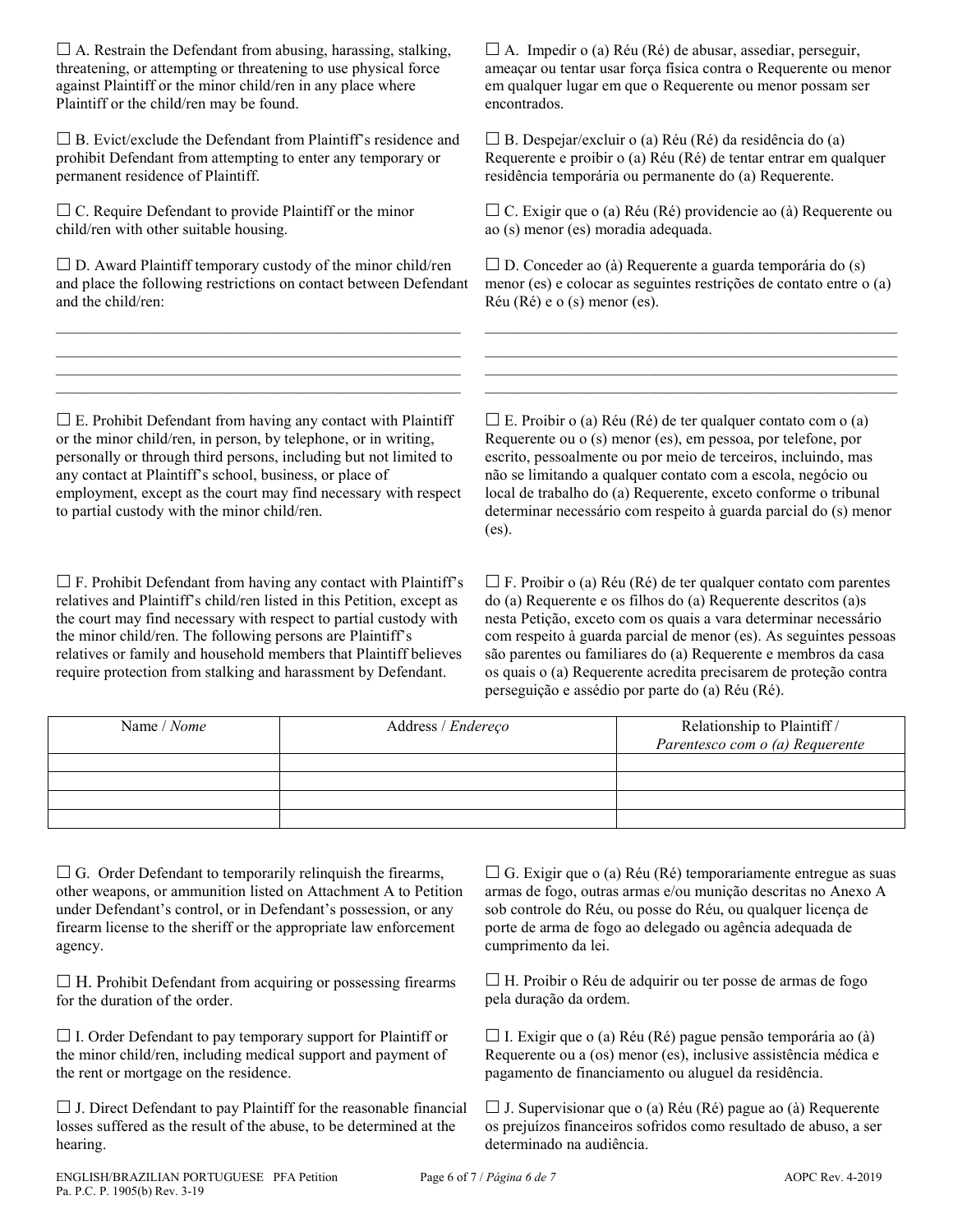☐ A. Restrain the Defendant from abusing, harassing, stalking, threatening, or attempting or threatening to use physical force against Plaintiff or the minor child/ren in any place where Plaintiff or the child/ren may be found.

☐ A. Impedir o (a) Réu (Ré) de abusar, assediar, perseguir, ameaçar ou tentar usar força física contra o Requerente ou menor em qualquer lugar em que o Requerente ou menor possam ser encontrados.

☐ B. Evict/exclude the Defendant from Plaintiff's residence and prohibit Defendant from attempting to enter any temporary or permanent residence of Plaintiff.

☐ B. Despejar/excluir o (a) Réu (Ré) da residência do (a) Requerente e proibir o (a) Réu (Ré) de tentar entrar em qualquer residência temporária ou permanente do (a) Requerente.

☐ C. Require Defendant to provide Plaintiff or the minor child/ren with other suitable housing.

☐ C. Exigir que o (a) Réu (Ré) providencie ao (à) Requerente ou ao (s) menor (es) moradia adequada.

☐ D. Award Plaintiff temporary custody of the minor child/ren and place the following restrictions on contact between Defendant and the child/ren:

______________________________________________________
______________________________________________________
______________________________________________________
______________________________________________________

☐ D. Conceder ao (à) Requerente a guarda temporária do (s) menor (es) e colocar as seguintes restrições de contato entre o (a) Réu (Ré) e o (s) menor (es).

______________________________________________________
______________________________________________________
______________________________________________________
______________________________________________________

☐ E. Prohibit Defendant from having any contact with Plaintiff or the minor child/ren, in person, by telephone, or in writing, personally or through third persons, including but not limited to any contact at Plaintiff's school, business, or place of employment, except as the court may find necessary with respect to partial custody with the minor child/ren.

☐ E. Proibir o (a) Réu (Ré) de ter qualquer contato com o (a) Requerente ou o (s) menor (es), em pessoa, por telefone, por escrito, pessoalmente ou por meio de terceiros, incluindo, mas não se limitando a qualquer contato com a escola, negócio ou local de trabalho do (a) Requerente, exceto conforme o tribunal determinar necessário com respeito à guarda parcial do (s) menor (es).

☐ F. Prohibit Defendant from having any contact with Plaintiff's relatives and Plaintiff's child/ren listed in this Petition, except as the court may find necessary with respect to partial custody with the minor child/ren. The following persons are Plaintiff's relatives or family and household members that Plaintiff believes require protection from stalking and harassment by Defendant.

☐ F. Proibir o (a) Réu (Ré) de ter qualquer contato com parentes do (a) Requerente e os filhos do (a) Requerente descritos (a)s nesta Petição, exceto com os quais a vara determinar necessário com respeito à guarda parcial de menor (es). As seguintes pessoas são parentes ou familiares do (a) Requerente e membros da casa os quais o (a) Requerente acredita precisarem de proteção contra perseguição e assédio por parte do (a) Réu (Ré).

| Name / *Nome* | Address / *Endereço* | Relationship to Plaintiff / *Parentesco com o (a) Requerente* |
|---|---|---|
| | | |
| | | |
| | | |
| | | |

☐ G. Order Defendant to temporarily relinquish the firearms, other weapons, or ammunition listed on Attachment A to Petition under Defendant's control, or in Defendant's possession, or any firearm license to the sheriff or the appropriate law enforcement agency.

☐ G. Exigir que o (a) Réu (Ré) temporariamente entregue as suas armas de fogo, outras armas e/ou munição descritas no Anexo A sob controle do Réu, ou posse do Réu, ou qualquer licença de porte de arma de fogo ao delegado ou agência adequada de cumprimento da lei.

☐ H. Prohibit Defendant from acquiring or possessing firearms for the duration of the order.

☐ H. Proibir o Réu de adquirir ou ter posse de armas de fogo pela duração da ordem.

☐ I. Order Defendant to pay temporary support for Plaintiff or the minor child/ren, including medical support and payment of the rent or mortgage on the residence.

☐ I. Exigir que o (a) Réu (Ré) pague pensão temporária ao (à) Requerente ou a (os) menor (es), inclusive assistência médica e pagamento de financiamento ou aluguel da residência.

☐ J. Direct Defendant to pay Plaintiff for the reasonable financial losses suffered as the result of the abuse, to be determined at the hearing.

☐ J. Supervisionar que o (a) Réu (Ré) pague ao (à) Requerente os prejuízos financeiros sofridos como resultado de abuso, a ser determinado na audiência.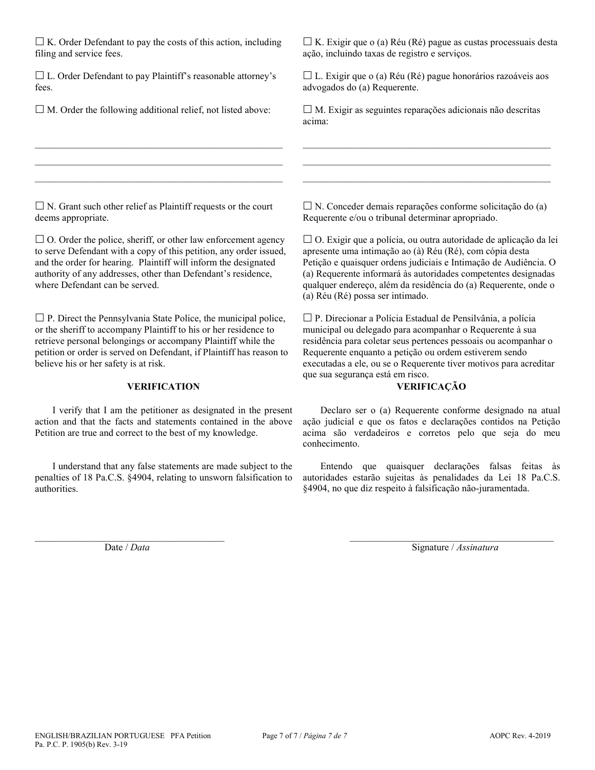☐ K. Order Defendant to pay the costs of this action, including filing and service fees.

☐ K. Exigir que o (a) Réu (Ré) pague as custas processuais desta ação, incluindo taxas de registro e serviços.

☐ L. Order Defendant to pay Plaintiff's reasonable attorney's fees.

☐ L. Exigir que o (a) Réu (Ré) pague honorários razoáveis aos advogados do (a) Requerente.

☐ M. Order the following additional relief, not listed above:

\_\_\_\_\_\_\_\_\_\_\_\_\_\_\_\_\_\_\_\_\_\_\_\_\_\_\_\_\_\_\_\_\_\_\_\_\_\_\_\_\_\_\_\_\_\_\_\_\_\_\_\_

\_\_\_\_\_\_\_\_\_\_\_\_\_\_\_\_\_\_\_\_\_\_\_\_\_\_\_\_\_\_\_\_\_\_\_\_\_\_\_\_\_\_\_\_\_\_\_\_\_\_\_\_

\_\_\_\_\_\_\_\_\_\_\_\_\_\_\_\_\_\_\_\_\_\_\_\_\_\_\_\_\_\_\_\_\_\_\_\_\_\_\_\_\_\_\_\_\_\_\_\_\_\_\_\_

☐ M. Exigir as seguintes reparações adicionais não descritas acima:

\_\_\_\_\_\_\_\_\_\_\_\_\_\_\_\_\_\_\_\_\_\_\_\_\_\_\_\_\_\_\_\_\_\_\_\_\_\_\_\_\_\_\_\_\_\_\_\_\_\_\_\_

\_\_\_\_\_\_\_\_\_\_\_\_\_\_\_\_\_\_\_\_\_\_\_\_\_\_\_\_\_\_\_\_\_\_\_\_\_\_\_\_\_\_\_\_\_\_\_\_\_\_\_\_

\_\_\_\_\_\_\_\_\_\_\_\_\_\_\_\_\_\_\_\_\_\_\_\_\_\_\_\_\_\_\_\_\_\_\_\_\_\_\_\_\_\_\_\_\_\_\_\_\_\_\_\_

☐ N. Grant such other relief as Plaintiff requests or the court deems appropriate.

☐ N. Conceder demais reparações conforme solicitação do (a) Requerente e/ou o tribunal determinar apropriado.

☐ O. Order the police, sheriff, or other law enforcement agency to serve Defendant with a copy of this petition, any order issued, and the order for hearing. Plaintiff will inform the designated authority of any addresses, other than Defendant's residence, where Defendant can be served.

☐ O. Exigir que a polícia, ou outra autoridade de aplicação da lei apresente uma intimação ao (à) Réu (Ré), com cópia desta Petição e quaisquer ordens judiciais e Intimação de Audiência. O (a) Requerente informará às autoridades competentes designadas qualquer endereço, além da residência do (a) Requerente, onde o (a) Réu (Ré) possa ser intimado.

☐ P. Direct the Pennsylvania State Police, the municipal police, or the sheriff to accompany Plaintiff to his or her residence to retrieve personal belongings or accompany Plaintiff while the petition or order is served on Defendant, if Plaintiff has reason to believe his or her safety is at risk.

☐ P. Direcionar a Polícia Estadual de Pensilvânia, a polícia municipal ou delegado para acompanhar o Requerente à sua residência para coletar seus pertences pessoais ou acompanhar o Requerente enquanto a petição ou ordem estiverem sendo executadas a ele, ou se o Requerente tiver motivos para acreditar que sua segurança está em risco.

## VERIFICATION

I verify that I am the petitioner as designated in the present action and that the facts and statements contained in the above Petition are true and correct to the best of my knowledge.

I understand that any false statements are made subject to the penalties of 18 Pa.C.S. §4904, relating to unsworn falsification to authorities.

## VERIFICAÇÃO

Declaro ser o (a) Requerente conforme designado na atual ação judicial e que os fatos e declarações contidos na Petição acima são verdadeiros e corretos pelo que seja do meu conhecimento.

Entendo que quaisquer declarações falsas feitas às autoridades estarão sujeitas às penalidades da Lei 18 Pa.C.S. §4904, no que diz respeito à falsificação não-juramentada.

\_\_\_\_\_\_\_\_\_\_\_\_\_\_\_\_\_\_\_\_\_\_\_\_\_\_\_\_\_\_\_\_\_\_\_\_\_\_\_\_
Date / *Data*

\_\_\_\_\_\_\_\_\_\_\_\_\_\_\_\_\_\_\_\_\_\_\_\_\_\_\_\_\_\_\_\_\_\_\_\_\_\_\_\_
Signature / *Assinatura*

ENGLISH/BRAZILIAN PORTUGUESE PFA Petition
Pa. P.C. P. 1905(b) Rev. 3-19

AOPC Rev. 4-2019